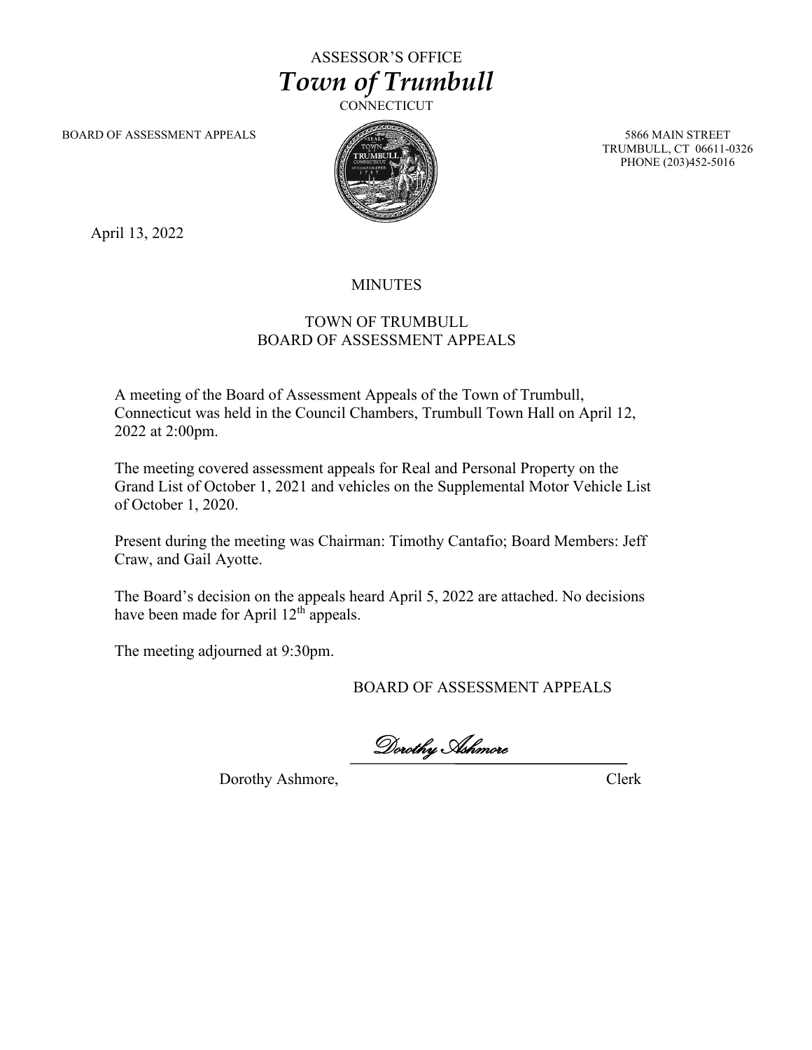ASSESSOR'S OFFICE

# *Town of Trumbull*

CONNECTICUT

BOARD OF ASSESSMENT APPEALS

5866 MAIN STREET
TRUMBULL, CT 06611-0326
PHONE (203)452-5016

April 13, 2022

## MINUTES

## TOWN OF TRUMBULL
## BOARD OF ASSESSMENT APPEALS

A meeting of the Board of Assessment Appeals of the Town of Trumbull, Connecticut was held in the Council Chambers, Trumbull Town Hall on April 12, 2022 at 2:00pm.

The meeting covered assessment appeals for Real and Personal Property on the Grand List of October 1, 2021 and vehicles on the Supplemental Motor Vehicle List of October 1, 2020.

Present during the meeting was Chairman: Timothy Cantafio; Board Members: Jeff Craw, and Gail Ayotte.

The Board's decision on the appeals heard April 5, 2022 are attached. No decisions have been made for April 12th appeals.

The meeting adjourned at 9:30pm.

BOARD OF ASSESSMENT APPEALS

*Dorothy Ashmore*

Dorothy Ashmore, Clerk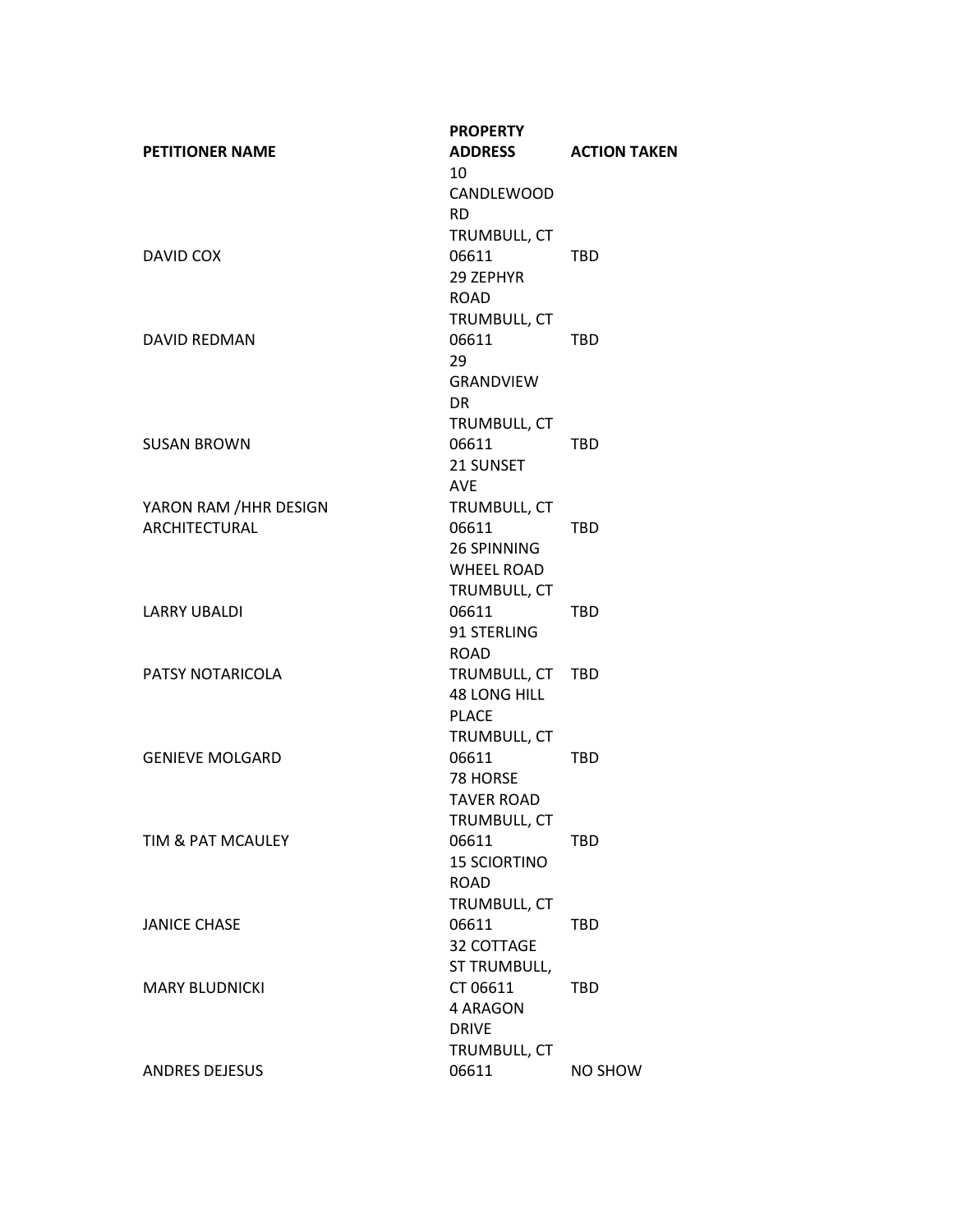| PETITIONER NAME | PROPERTY ADDRESS | ACTION TAKEN |
|---|---|---|
| DAVID COX | 10 CANDLEWOOD RD TRUMBULL, CT 06611 | TBD |
| DAVID REDMAN | 29 ZEPHYR ROAD TRUMBULL, CT 06611 | TBD |
| SUSAN BROWN | 29 GRANDVIEW DR TRUMBULL, CT 06611 | TBD |
| YARON RAM /HHR DESIGN ARCHITECTURAL | 21 SUNSET AVE TRUMBULL, CT 06611 | TBD |
| LARRY UBALDI | 26 SPINNING WHEEL ROAD TRUMBULL, CT 06611 | TBD |
| PATSY NOTARICOLA | 91 STERLING ROAD TRUMBULL, CT | TBD |
| GENIEVE MOLGARD | 48 LONG HILL PLACE TRUMBULL, CT 06611 | TBD |
| TIM & PAT MCAULEY | 78 HORSE TAVER ROAD TRUMBULL, CT 06611 | TBD |
| JANICE CHASE | 15 SCIORTINO ROAD TRUMBULL, CT 06611 | TBD |
| MARY BLUDNICKI | 32 COTTAGE ST TRUMBULL, CT 06611 | TBD |
| ANDRES DEJESUS | 4 ARAGON DRIVE TRUMBULL, CT 06611 | NO SHOW |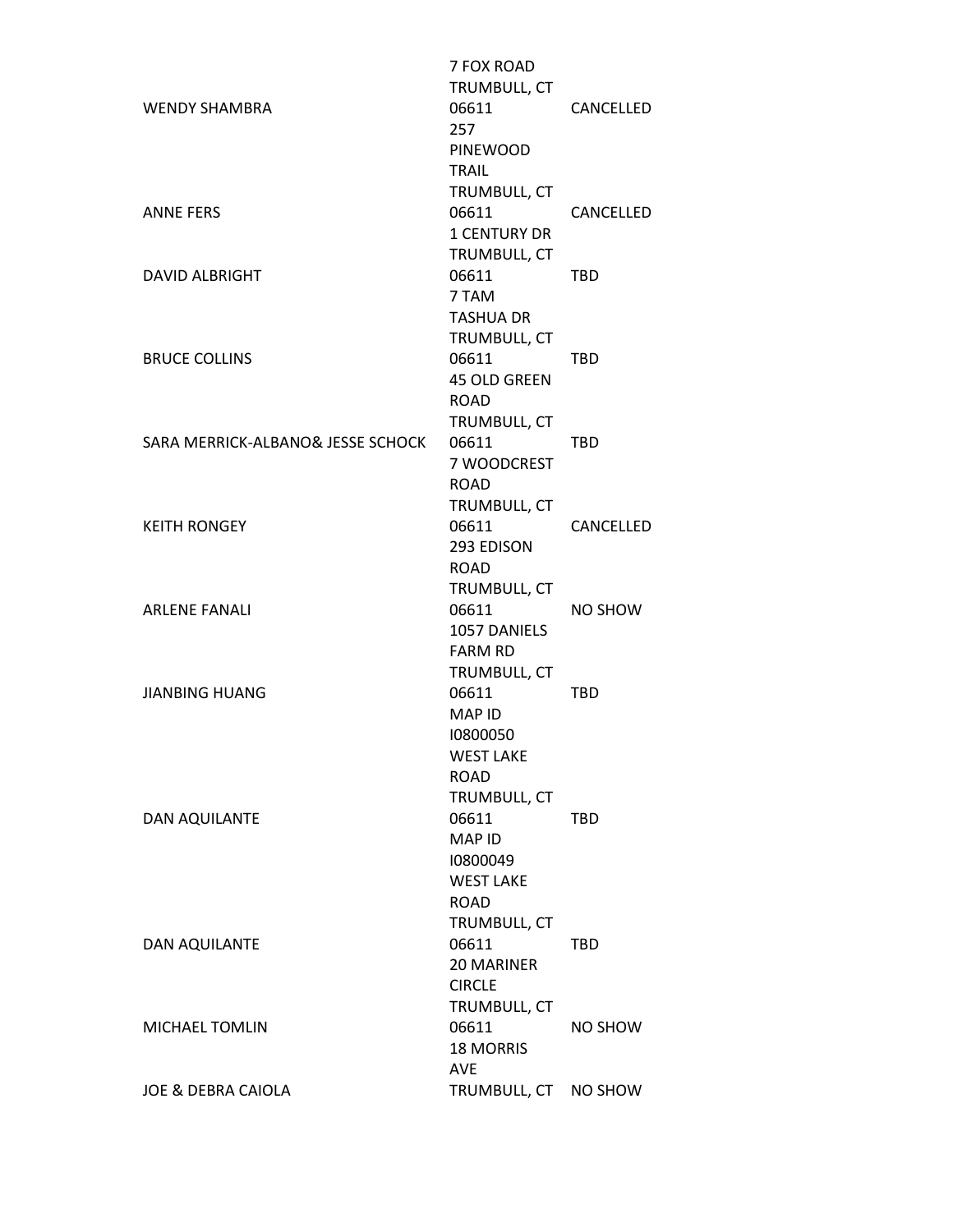| | | |
|---|---|---|
| WENDY SHAMBRA | 7 FOX ROAD TRUMBULL, CT 06611 | CANCELLED |
| ANNE FERS | 257 PINEWOOD TRAIL TRUMBULL, CT 06611 | CANCELLED |
| DAVID ALBRIGHT | 1 CENTURY DR TRUMBULL, CT 06611 | TBD |
| BRUCE COLLINS | 7 TAM TASHUA DR TRUMBULL, CT 06611 | TBD |
| SARA MERRICK-ALBANO& JESSE SCHOCK | 45 OLD GREEN ROAD TRUMBULL, CT 06611 | TBD |
| KEITH RONGEY | 7 WOODCREST ROAD TRUMBULL, CT 06611 | CANCELLED |
| ARLENE FANALI | 293 EDISON ROAD TRUMBULL, CT 06611 | NO SHOW |
| JIANBING HUANG | 1057 DANIELS FARM RD TRUMBULL, CT 06611 | TBD |
| DAN AQUILANTE | MAP ID I0800050 WEST LAKE ROAD TRUMBULL, CT 06611 | TBD |
| DAN AQUILANTE | MAP ID I0800049 WEST LAKE ROAD TRUMBULL, CT 06611 | TBD |
| MICHAEL TOMLIN | 20 MARINER CIRCLE TRUMBULL, CT 06611 | NO SHOW |
| JOE & DEBRA CAIOLA | 18 MORRIS AVE TRUMBULL, CT | NO SHOW |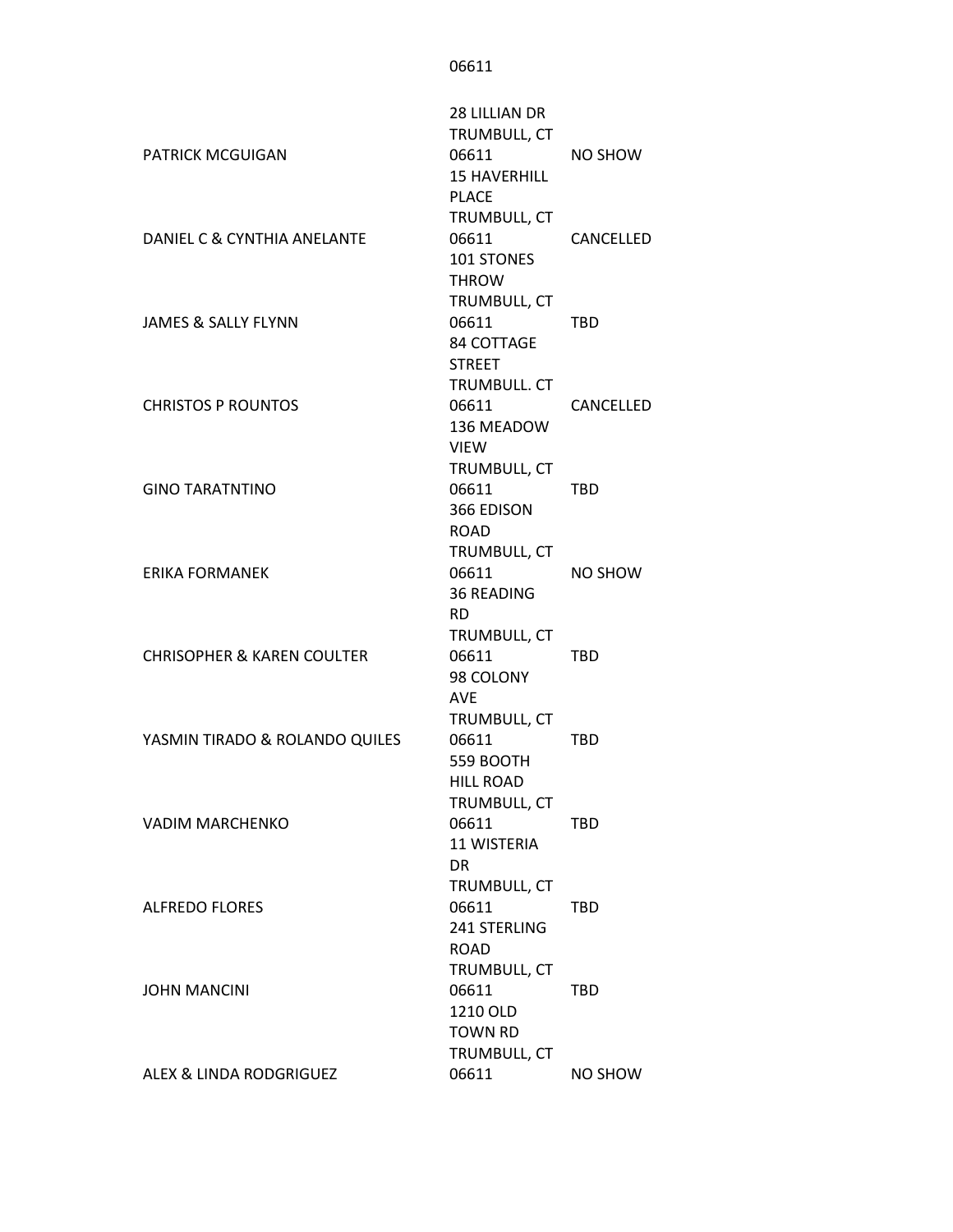06611

| | | |
|---|---|---|
| PATRICK MCGUIGAN | 28 LILLIAN DR TRUMBULL, CT 06611 | NO SHOW |
| DANIEL C & CYNTHIA ANELANTE | 15 HAVERHILL PLACE TRUMBULL, CT 06611 | CANCELLED |
| JAMES & SALLY FLYNN | 101 STONES THROW TRUMBULL, CT 06611 | TBD |
| CHRISTOS P ROUNTOS | 84 COTTAGE STREET TRUMBULL. CT 06611 | CANCELLED |
| GINO TARATNTINO | 136 MEADOW VIEW TRUMBULL, CT 06611 | TBD |
| ERIKA FORMANEK | 366 EDISON ROAD TRUMBULL, CT 06611 | NO SHOW |
| CHRISOPHER & KAREN COULTER | 36 READING RD TRUMBULL, CT 06611 | TBD |
| YASMIN TIRADO & ROLANDO QUILES | 98 COLONY AVE TRUMBULL, CT 06611 | TBD |
| VADIM MARCHENKO | 559 BOOTH HILL ROAD TRUMBULL, CT 06611 | TBD |
| ALFREDO FLORES | 11 WISTERIA DR TRUMBULL, CT 06611 | TBD |
| JOHN MANCINI | 241 STERLING ROAD TRUMBULL, CT 06611 | TBD |
| ALEX & LINDA RODGRIGUEZ | 1210 OLD TOWN RD TRUMBULL, CT 06611 | NO SHOW |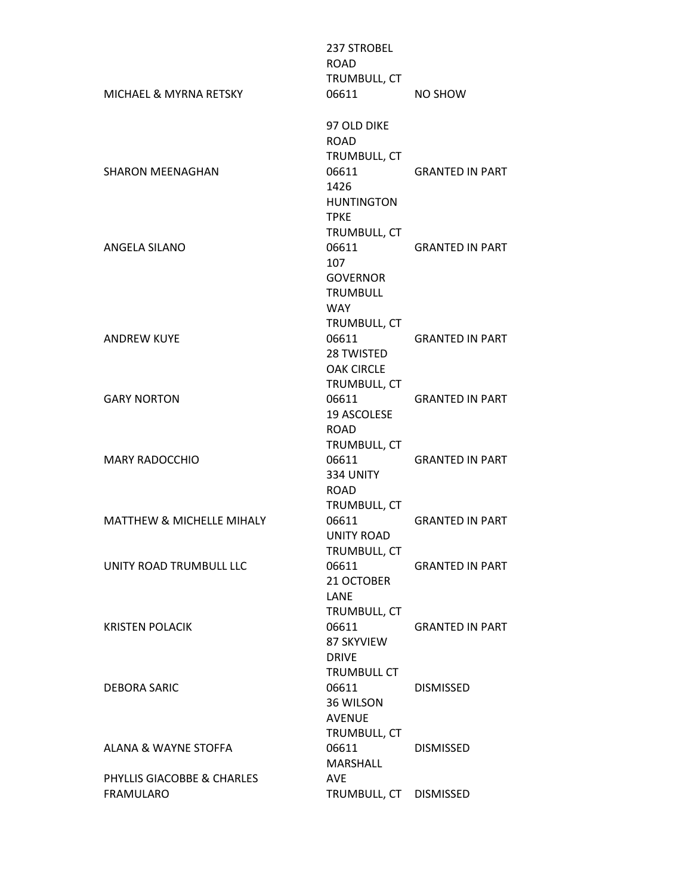| | | |
|---|---|---|
| MICHAEL & MYRNA RETSKY | 237 STROBEL ROAD TRUMBULL, CT 06611 | NO SHOW |
| SHARON MEENAGHAN | 97 OLD DIKE ROAD TRUMBULL, CT 06611 | GRANTED IN PART |
| ANGELA SILANO | 1426 HUNTINGTON TPKE TRUMBULL, CT 06611 | GRANTED IN PART |
| ANDREW KUYE | 107 GOVERNOR TRUMBULL WAY TRUMBULL, CT 06611 | GRANTED IN PART |
| GARY NORTON | 28 TWISTED OAK CIRCLE TRUMBULL, CT 06611 | GRANTED IN PART |
| MARY RADOCCHIO | 19 ASCOLESE ROAD TRUMBULL, CT 06611 | GRANTED IN PART |
| MATTHEW & MICHELLE MIHALY | 334 UNITY ROAD TRUMBULL, CT 06611 | GRANTED IN PART |
| UNITY ROAD TRUMBULL LLC | UNITY ROAD TRUMBULL, CT 06611 | GRANTED IN PART |
| KRISTEN POLACIK | 21 OCTOBER LANE TRUMBULL, CT 06611 | GRANTED IN PART |
| DEBORA SARIC | 87 SKYVIEW DRIVE TRUMBULL CT 06611 | DISMISSED |
| ALANA & WAYNE STOFFA | 36 WILSON AVENUE TRUMBULL, CT 06611 | DISMISSED |
| PHYLLIS GIACOBBE & CHARLES FRAMULARO | MARSHALL AVE TRUMBULL, CT | DISMISSED |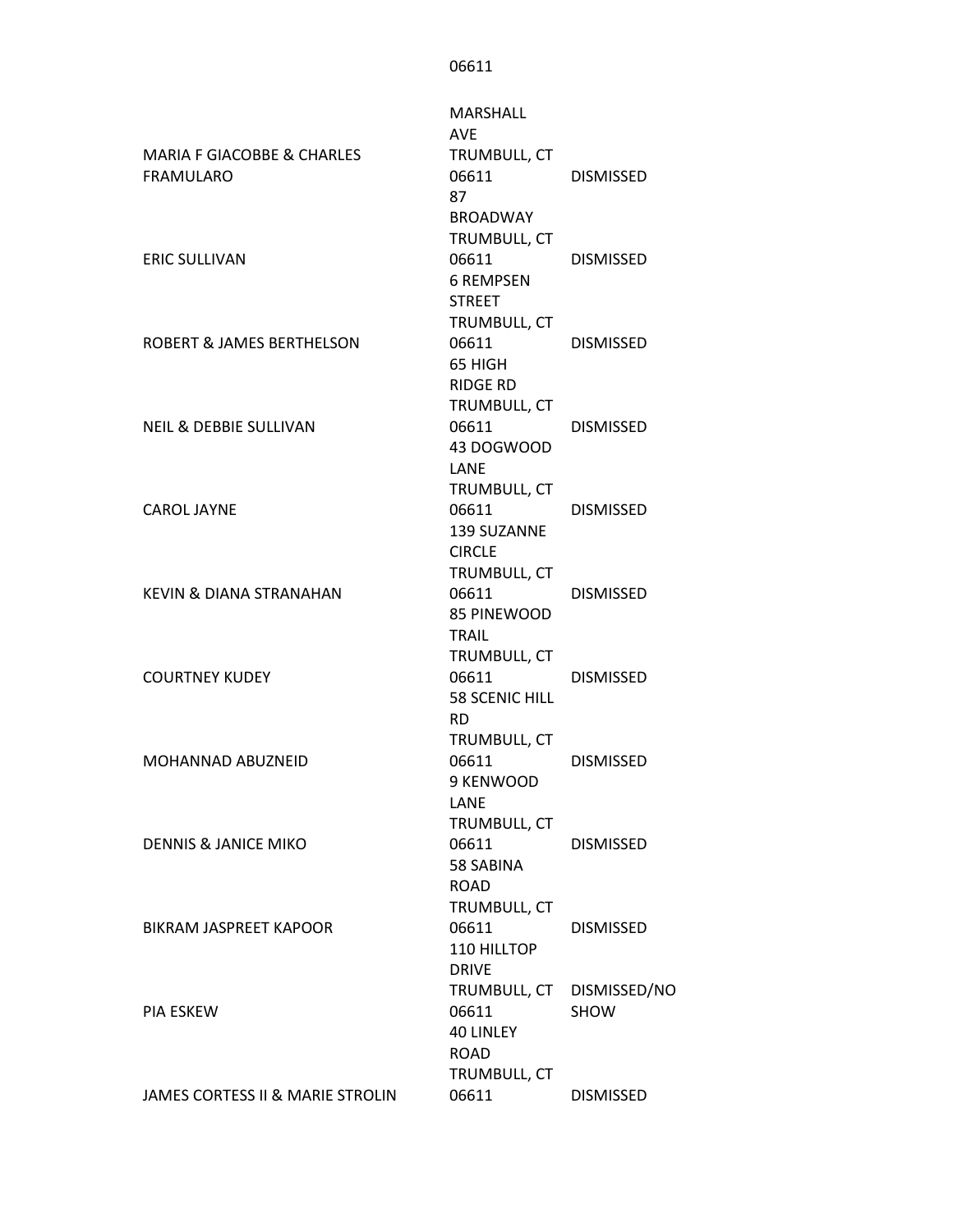06611

| | | |
|---|---|---|
| MARIA F GIACOBBE & CHARLES FRAMULARO | MARSHALL AVE TRUMBULL, CT 06611 | DISMISSED |
| ERIC SULLIVAN | 87 BROADWAY TRUMBULL, CT 06611 | DISMISSED |
| ROBERT & JAMES BERTHELSON | 6 REMPSEN STREET TRUMBULL, CT 06611 | DISMISSED |
| NEIL & DEBBIE SULLIVAN | 65 HIGH RIDGE RD TRUMBULL, CT 06611 | DISMISSED |
| CAROL JAYNE | 43 DOGWOOD LANE TRUMBULL, CT 06611 | DISMISSED |
| KEVIN & DIANA STRANAHAN | 139 SUZANNE CIRCLE TRUMBULL, CT 06611 | DISMISSED |
| COURTNEY KUDEY | 85 PINEWOOD TRAIL TRUMBULL, CT 06611 | DISMISSED |
| MOHANNAD ABUZNEID | 58 SCENIC HILL RD TRUMBULL, CT 06611 | DISMISSED |
| DENNIS & JANICE MIKO | 9 KENWOOD LANE TRUMBULL, CT 06611 | DISMISSED |
| BIKRAM JASPREET KAPOOR | 58 SABINA ROAD TRUMBULL, CT 06611 | DISMISSED |
| PIA ESKEW | 110 HILLTOP DRIVE TRUMBULL, CT 06611 | DISMISSED/NO SHOW |
| JAMES CORTESS II & MARIE STROLIN | 40 LINLEY ROAD TRUMBULL, CT 06611 | DISMISSED |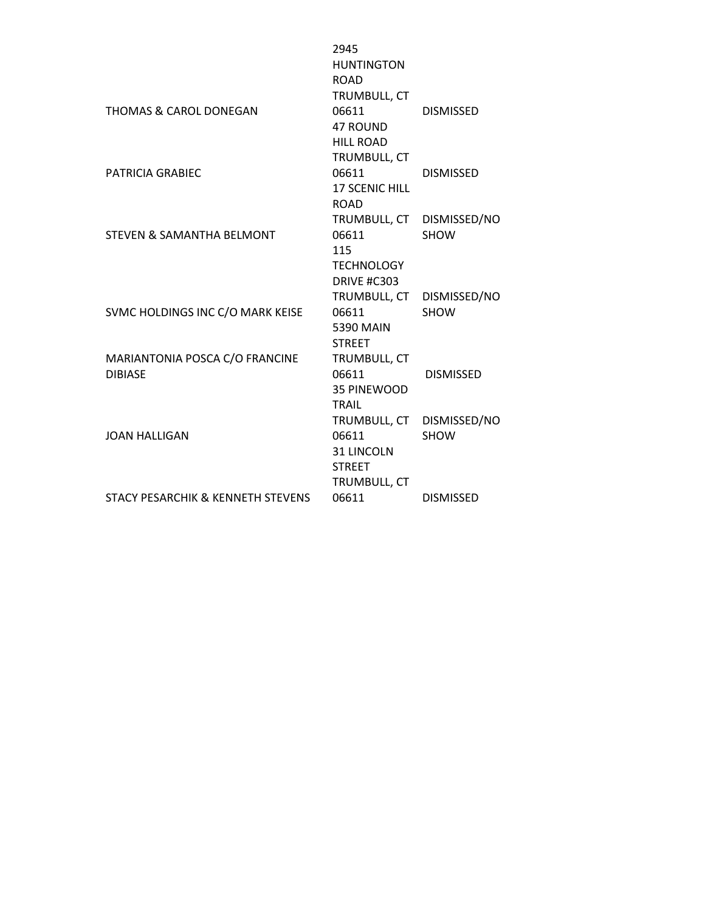| | | |
|---|---|---|
| THOMAS & CAROL DONEGAN | 2945 HUNTINGTON ROAD TRUMBULL, CT 06611 | DISMISSED |
| PATRICIA GRABIEC | 47 ROUND HILL ROAD TRUMBULL, CT 06611 | DISMISSED |
| STEVEN & SAMANTHA BELMONT | 17 SCENIC HILL ROAD TRUMBULL, CT 06611 | DISMISSED/NO SHOW |
| SVMC HOLDINGS INC C/O MARK KEISE | 115 TECHNOLOGY DRIVE #C303 TRUMBULL, CT 06611 | DISMISSED/NO SHOW |
| MARIANTONIA POSCA C/O FRANCINE DIBIASE | 5390 MAIN STREET TRUMBULL, CT 06611 | DISMISSED |
| JOAN HALLIGAN | 35 PINEWOOD TRAIL TRUMBULL, CT 06611 | DISMISSED/NO SHOW |
| STACY PESARCHIK & KENNETH STEVENS | 31 LINCOLN STREET TRUMBULL, CT 06611 | DISMISSED |